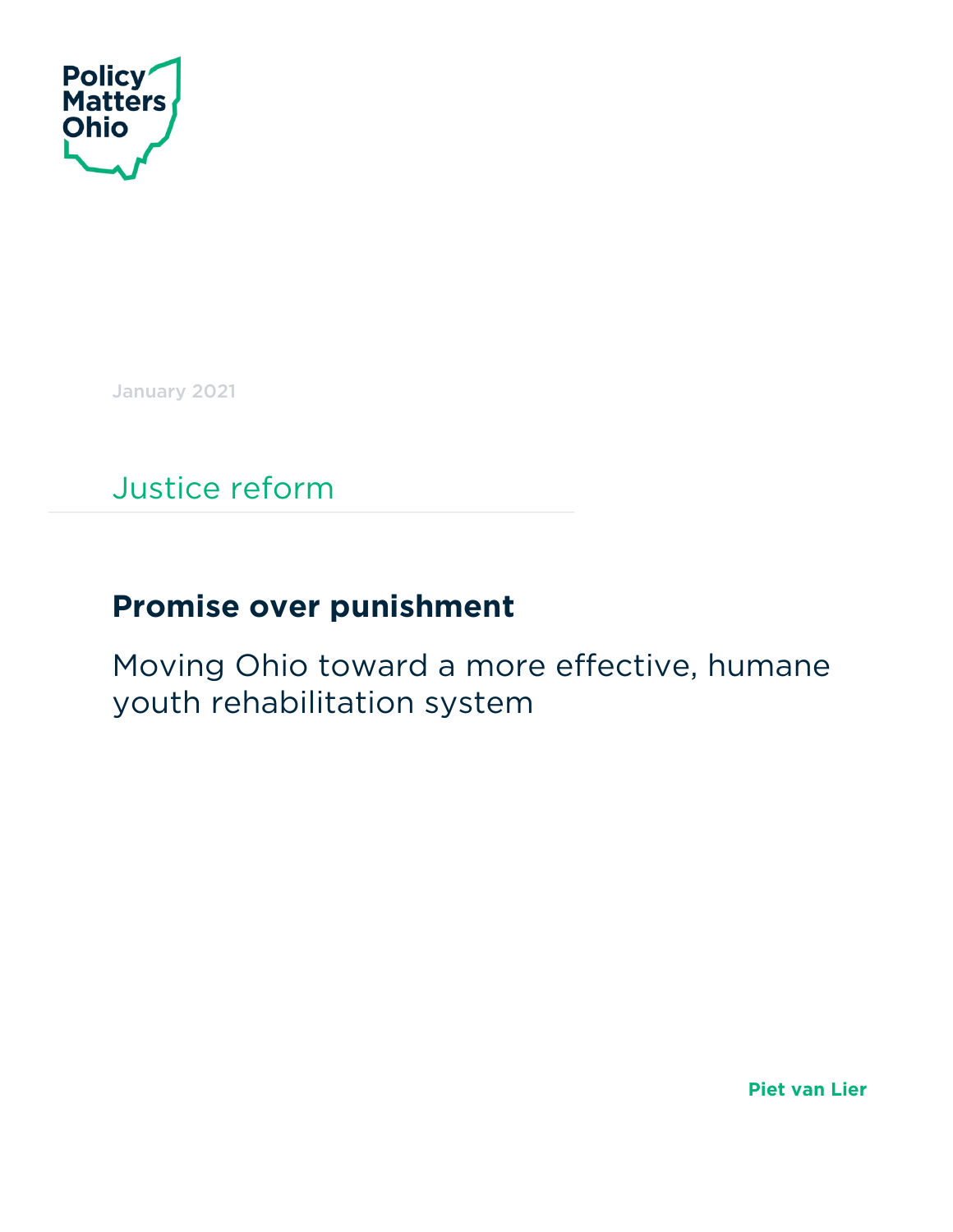Policy Matters Ohio

January 2021

Justice reform

# Promise over punishment

## Moving Ohio toward a more effective, humane youth rehabilitation system

**Piet van Lier**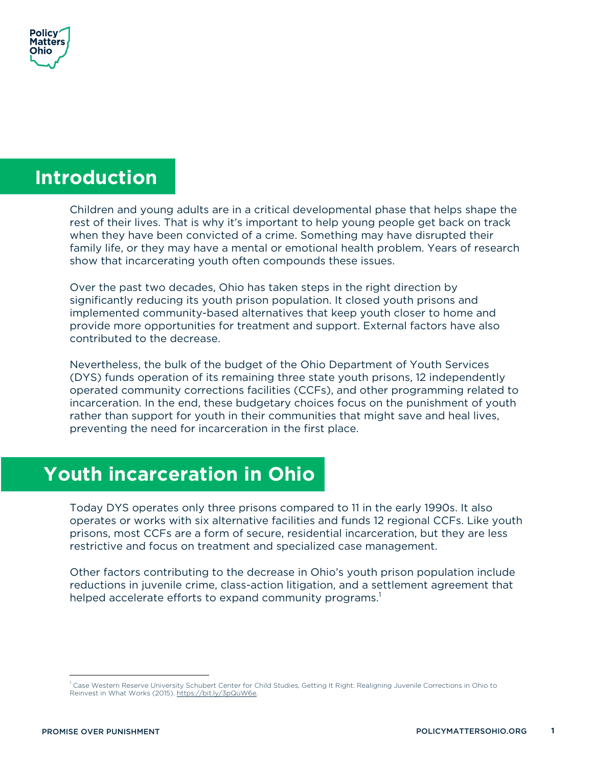## Introduction

Children and young adults are in a critical developmental phase that helps shape the rest of their lives. That is why it's important to help young people get back on track when they have been convicted of a crime. Something may have disrupted their family life, or they may have a mental or emotional health problem. Years of research show that incarcerating youth often compounds these issues.

Over the past two decades, Ohio has taken steps in the right direction by significantly reducing its youth prison population. It closed youth prisons and implemented community-based alternatives that keep youth closer to home and provide more opportunities for treatment and support. External factors have also contributed to the decrease.

Nevertheless, the bulk of the budget of the Ohio Department of Youth Services (DYS) funds operation of its remaining three state youth prisons, 12 independently operated community corrections facilities (CCFs), and other programming related to incarceration. In the end, these budgetary choices focus on the punishment of youth rather than support for youth in their communities that might save and heal lives, preventing the need for incarceration in the first place.

## Youth incarceration in Ohio

Today DYS operates only three prisons compared to 11 in the early 1990s. It also operates or works with six alternative facilities and funds 12 regional CCFs. Like youth prisons, most CCFs are a form of secure, residential incarceration, but they are less restrictive and focus on treatment and specialized case management.

Other factors contributing to the decrease in Ohio's youth prison population include reductions in juvenile crime, class-action litigation, and a settlement agreement that helped accelerate efforts to expand community programs.[1]

[1] Case Western Reserve University Schubert Center for Child Studies, Getting It Right: Realigning Juvenile Corrections in Ohio to Reinvest in What Works (2015). https://bit.ly/3pQuW6e.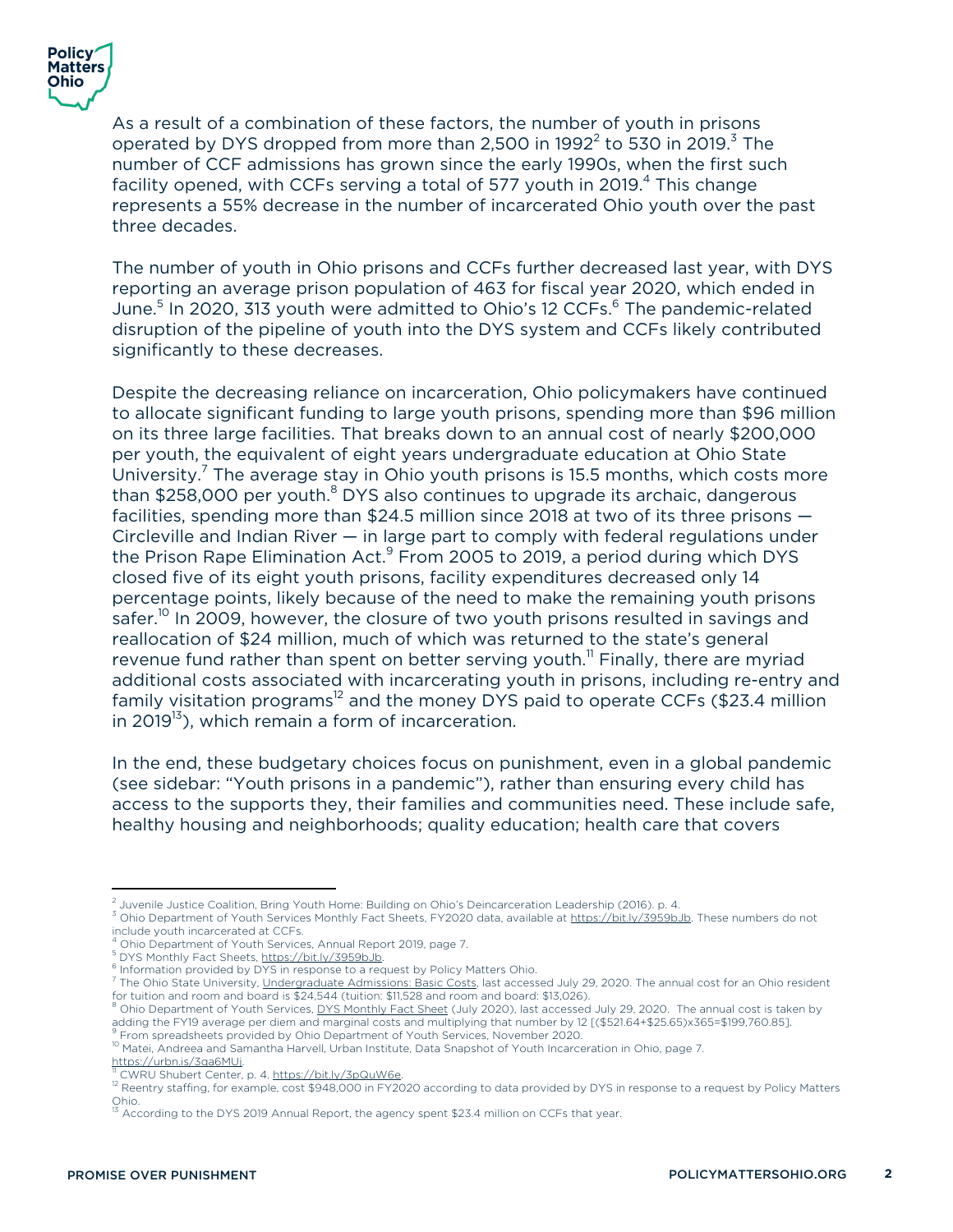As a result of a combination of these factors, the number of youth in prisons operated by DYS dropped from more than 2,500 in 1992[2] to 530 in 2019.[3] The number of CCF admissions has grown since the early 1990s, when the first such facility opened, with CCFs serving a total of 577 youth in 2019.[4] This change represents a 55% decrease in the number of incarcerated Ohio youth over the past three decades.

The number of youth in Ohio prisons and CCFs further decreased last year, with DYS reporting an average prison population of 463 for fiscal year 2020, which ended in June.[5] In 2020, 313 youth were admitted to Ohio's 12 CCFs.[6] The pandemic-related disruption of the pipeline of youth into the DYS system and CCFs likely contributed significantly to these decreases.

Despite the decreasing reliance on incarceration, Ohio policymakers have continued to allocate significant funding to large youth prisons, spending more than $96 million on its three large facilities. That breaks down to an annual cost of nearly $200,000 per youth, the equivalent of eight years undergraduate education at Ohio State University.[7] The average stay in Ohio youth prisons is 15.5 months, which costs more than $258,000 per youth.[8] DYS also continues to upgrade its archaic, dangerous facilities, spending more than $24.5 million since 2018 at two of its three prisons — Circleville and Indian River — in large part to comply with federal regulations under the Prison Rape Elimination Act.[9] From 2005 to 2019, a period during which DYS closed five of its eight youth prisons, facility expenditures decreased only 14 percentage points, likely because of the need to make the remaining youth prisons safer.[10] In 2009, however, the closure of two youth prisons resulted in savings and reallocation of $24 million, much of which was returned to the state's general revenue fund rather than spent on better serving youth.[11] Finally, there are myriad additional costs associated with incarcerating youth in prisons, including re-entry and family visitation programs[12] and the money DYS paid to operate CCFs ($23.4 million in 2019[13]), which remain a form of incarceration.

In the end, these budgetary choices focus on punishment, even in a global pandemic (see sidebar: "Youth prisons in a pandemic"), rather than ensuring every child has access to the supports they, their families and communities need. These include safe, healthy housing and neighborhoods; quality education; health care that covers

---

[2] Juvenile Justice Coalition, Bring Youth Home: Building on Ohio's Deincarceration Leadership (2016). p. 4.

[3] Ohio Department of Youth Services Monthly Fact Sheets, FY2020 data, available at https://bit.ly/3959bJb. These numbers do not include youth incarcerated at CCFs.

[4] Ohio Department of Youth Services, Annual Report 2019, page 7.

[5] DYS Monthly Fact Sheets, https://bit.ly/3959bJb.

[6] Information provided by DYS in response to a request by Policy Matters Ohio.

[7] The Ohio State University, Undergraduate Admissions: Basic Costs, last accessed July 29, 2020. The annual cost for an Ohio resident for tuition and room and board is $24,544 (tuition: $11,528 and room and board: $13,026).

[8] Ohio Department of Youth Services, DYS Monthly Fact Sheet (July 2020), last accessed July 29, 2020. The annual cost is taken by adding the FY19 average per diem and marginal costs and multiplying that number by 12 [($521.64+$25.65)x365=$199,760.85].

[9] From spreadsheets provided by Ohio Department of Youth Services, November 2020.

[10] Matei, Andreea and Samantha Harvell, Urban Institute, Data Snapshot of Youth Incarceration in Ohio, page 7. https://urbn.is/3qa6MUj.

[11] CWRU Shubert Center, p. 4. https://bit.ly/3pQuW6e.

[12] Reentry staffing, for example, cost $948,000 in FY2020 according to data provided by DYS in response to a request by Policy Matters Ohio.

[13] According to the DYS 2019 Annual Report, the agency spent $23.4 million on CCFs that year.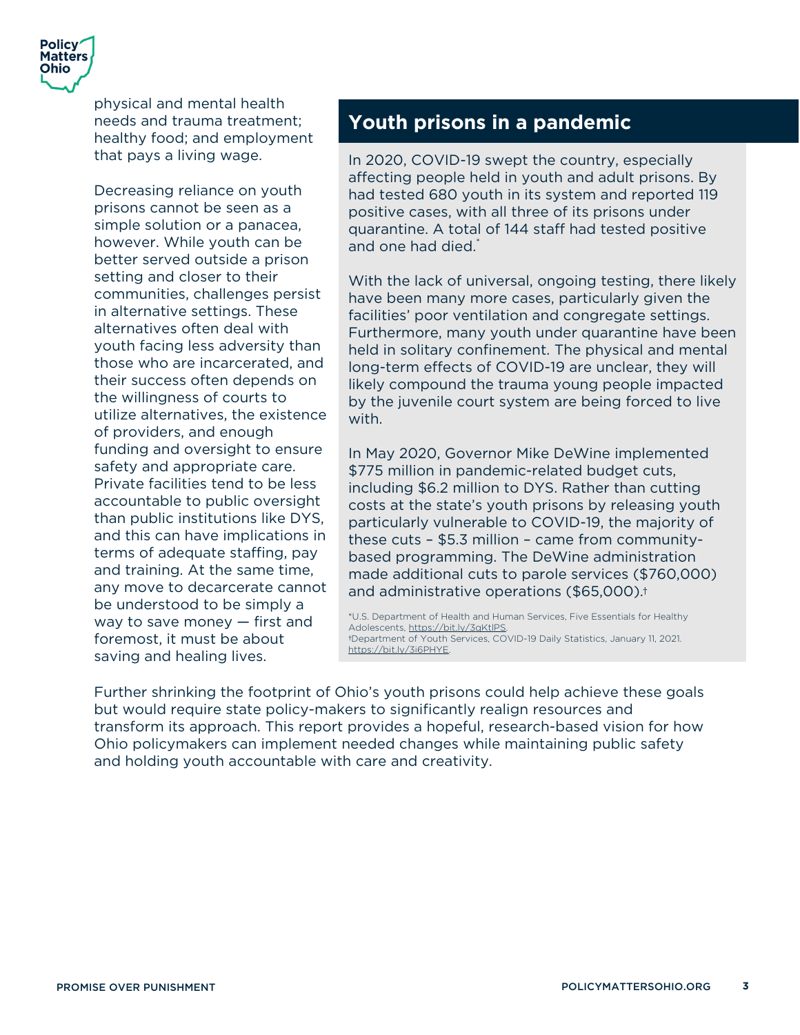physical and mental health needs and trauma treatment; healthy food; and employment that pays a living wage.

Decreasing reliance on youth prisons cannot be seen as a simple solution or a panacea, however. While youth can be better served outside a prison setting and closer to their communities, challenges persist in alternative settings. These alternatives often deal with youth facing less adversity than those who are incarcerated, and their success often depends on the willingness of courts to utilize alternatives, the existence of providers, and enough funding and oversight to ensure safety and appropriate care. Private facilities tend to be less accountable to public oversight than public institutions like DYS, and this can have implications in terms of adequate staffing, pay and training. At the same time, any move to decarcerate cannot be understood to be simply a way to save money — first and foremost, it must be about saving and healing lives.

## Youth prisons in a pandemic

In 2020, COVID-19 swept the country, especially affecting people held in youth and adult prisons. By had tested 680 youth in its system and reported 119 positive cases, with all three of its prisons under quarantine. A total of 144 staff had tested positive and one had died.*

With the lack of universal, ongoing testing, there likely have been many more cases, particularly given the facilities' poor ventilation and congregate settings. Furthermore, many youth under quarantine have been held in solitary confinement. The physical and mental long-term effects of COVID-19 are unclear, they will likely compound the trauma young people impacted by the juvenile court system are being forced to live with.

In May 2020, Governor Mike DeWine implemented $775 million in pandemic-related budget cuts, including $6.2 million to DYS. Rather than cutting costs at the state's youth prisons by releasing youth particularly vulnerable to COVID-19, the majority of these cuts – $5.3 million – came from community-based programming. The DeWine administration made additional cuts to parole services ($760,000) and administrative operations ($65,000).†

*U.S. Department of Health and Human Services, Five Essentials for Healthy Adolescents, https://bit.ly/3qKtlPS.
†Department of Youth Services, COVID-19 Daily Statistics, January 11, 2021. https://bit.ly/3i6PHYE.

Further shrinking the footprint of Ohio's youth prisons could help achieve these goals but would require state policy-makers to significantly realign resources and transform its approach. This report provides a hopeful, research-based vision for how Ohio policymakers can implement needed changes while maintaining public safety and holding youth accountable with care and creativity.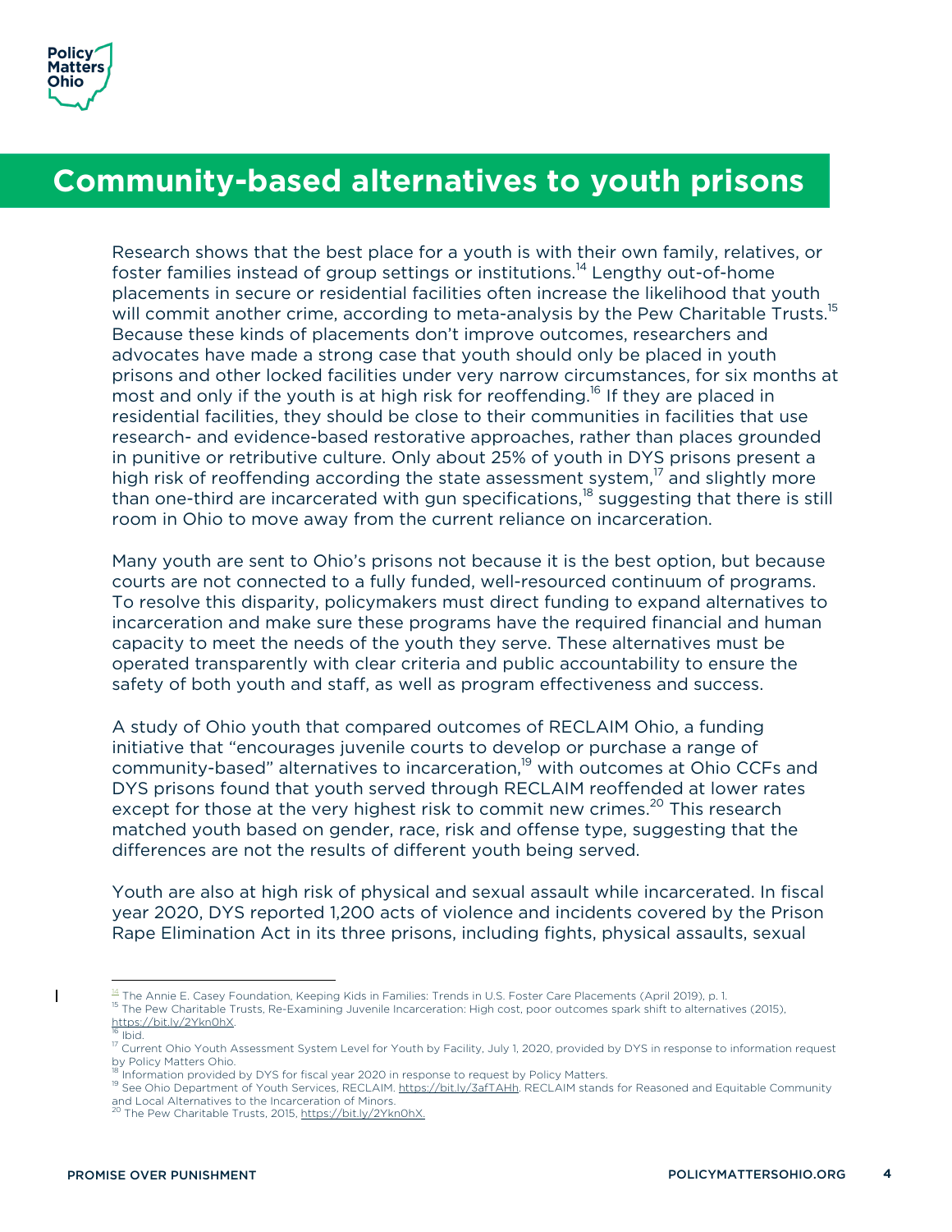# Community-based alternatives to youth prisons

Research shows that the best place for a youth is with their own family, relatives, or foster families instead of group settings or institutions.[14] Lengthy out-of-home placements in secure or residential facilities often increase the likelihood that youth will commit another crime, according to meta-analysis by the Pew Charitable Trusts.[15] Because these kinds of placements don't improve outcomes, researchers and advocates have made a strong case that youth should only be placed in youth prisons and other locked facilities under very narrow circumstances, for six months at most and only if the youth is at high risk for reoffending.[16] If they are placed in residential facilities, they should be close to their communities in facilities that use research- and evidence-based restorative approaches, rather than places grounded in punitive or retributive culture. Only about 25% of youth in DYS prisons present a high risk of reoffending according the state assessment system,[17] and slightly more than one-third are incarcerated with gun specifications,[18] suggesting that there is still room in Ohio to move away from the current reliance on incarceration.

Many youth are sent to Ohio's prisons not because it is the best option, but because courts are not connected to a fully funded, well-resourced continuum of programs. To resolve this disparity, policymakers must direct funding to expand alternatives to incarceration and make sure these programs have the required financial and human capacity to meet the needs of the youth they serve. These alternatives must be operated transparently with clear criteria and public accountability to ensure the safety of both youth and staff, as well as program effectiveness and success.

A study of Ohio youth that compared outcomes of RECLAIM Ohio, a funding initiative that "encourages juvenile courts to develop or purchase a range of community-based" alternatives to incarceration,[19] with outcomes at Ohio CCFs and DYS prisons found that youth served through RECLAIM reoffended at lower rates except for those at the very highest risk to commit new crimes.[20] This research matched youth based on gender, race, risk and offense type, suggesting that the differences are not the results of different youth being served.

Youth are also at high risk of physical and sexual assault while incarcerated. In fiscal year 2020, DYS reported 1,200 acts of violence and incidents covered by the Prison Rape Elimination Act in its three prisons, including fights, physical assaults, sexual

---

[14] The Annie E. Casey Foundation, Keeping Kids in Families: Trends in U.S. Foster Care Placements (April 2019), p. 1.

[15] The Pew Charitable Trusts, Re-Examining Juvenile Incarceration: High cost, poor outcomes spark shift to alternatives (2015), https://bit.ly/2Ykn0hX.

[16] Ibid.

[17] Current Ohio Youth Assessment System Level for Youth by Facility, July 1, 2020, provided by DYS in response to information request by Policy Matters Ohio.

[18] Information provided by DYS for fiscal year 2020 in response to request by Policy Matters.

[19] See Ohio Department of Youth Services, RECLAIM. https://bit.ly/3afTAHh. RECLAIM stands for Reasoned and Equitable Community and Local Alternatives to the Incarceration of Minors.

[20] The Pew Charitable Trusts, 2015, https://bit.ly/2Ykn0hX.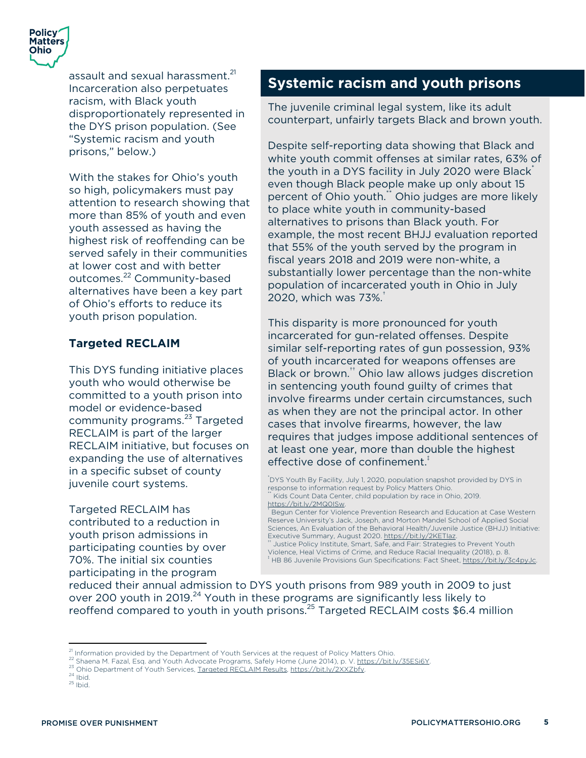assault and sexual harassment.[21] Incarceration also perpetuates racism, with Black youth disproportionately represented in the DYS prison population. (See "Systemic racism and youth prisons," below.)

With the stakes for Ohio's youth so high, policymakers must pay attention to research showing that more than 85% of youth and even youth assessed as having the highest risk of reoffending can be served safely in their communities at lower cost and with better outcomes.[22] Community-based alternatives have been a key part of Ohio's efforts to reduce its youth prison population.

### Targeted RECLAIM

This DYS funding initiative places youth who would otherwise be committed to a youth prison into model or evidence-based community programs.[23] Targeted RECLAIM is part of the larger RECLAIM initiative, but focuses on expanding the use of alternatives in a specific subset of county juvenile court systems.

Targeted RECLAIM has contributed to a reduction in youth prison admissions in participating counties by over 70%. The initial six counties participating in the program reduced their annual admission to DYS youth prisons from 989 youth in 2009 to just over 200 youth in 2019.[24] Youth in these programs are significantly less likely to reoffend compared to youth in youth prisons.[25] Targeted RECLAIM costs $6.4 million

## Systemic racism and youth prisons

The juvenile criminal legal system, like its adult counterpart, unfairly targets Black and brown youth.

Despite self-reporting data showing that Black and white youth commit offenses at similar rates, 63% of the youth in a DYS facility in July 2020 were Black[*] even though Black people make up only about 15 percent of Ohio youth.[**] Ohio judges are more likely to place white youth in community-based alternatives to prisons than Black youth. For example, the most recent BHJJ evaluation reported that 55% of the youth served by the program in fiscal years 2018 and 2019 were non-white, a substantially lower percentage than the non-white population of incarcerated youth in Ohio in July 2020, which was 73%.[†]

This disparity is more pronounced for youth incarcerated for gun-related offenses. Despite similar self-reporting rates of gun possession, 93% of youth incarcerated for weapons offenses are Black or brown.[††] Ohio law allows judges discretion in sentencing youth found guilty of crimes that involve firearms under certain circumstances, such as when they are not the principal actor. In other cases that involve firearms, however, the law requires that judges impose additional sentences of at least one year, more than double the highest effective dose of confinement.[‡]

[*] DYS Youth By Facility, July 1, 2020, population snapshot provided by DYS in response to information request by Policy Matters Ohio.
[**] Kids Count Data Center, child population by race in Ohio, 2019. https://bit.ly/2MQ0ISw.
[†] Begun Center for Violence Prevention Research and Education at Case Western Reserve University's Jack, Joseph, and Morton Mandel School of Applied Social Sciences, An Evaluation of the Behavioral Health/Juvenile Justice (BHJJ) Initiative: Executive Summary, August 2020. https://bit.ly/2KETlaz.
[††] Justice Policy Institute, Smart, Safe, and Fair: Strategies to Prevent Youth Violence, Heal Victims of Crime, and Reduce Racial Inequality (2018), p. 8.
[‡] HB 86 Juvenile Provisions Gun Specifications: Fact Sheet, https://bit.ly/3c4pyJc.

[21] Information provided by the Department of Youth Services at the request of Policy Matters Ohio.
[22] Shaena M. Fazal, Esq. and Youth Advocate Programs, Safely Home (June 2014), p. V. https://bit.ly/35ESi6Y.
[23] Ohio Department of Youth Services, Targeted RECLAIM Results, https://bit.ly/2XXZbfv.
[24] Ibid.
[25] Ibid.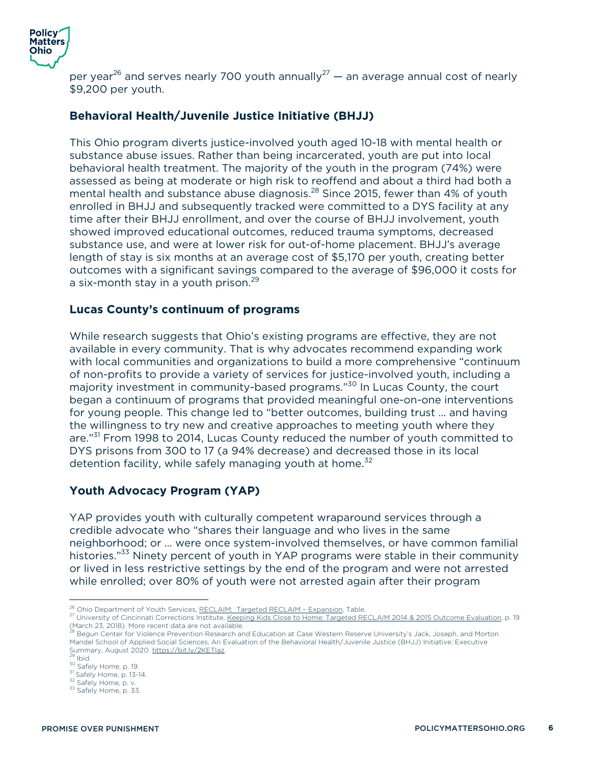per year[26] and serves nearly 700 youth annually[27] — an average annual cost of nearly $9,200 per youth.

### Behavioral Health/Juvenile Justice Initiative (BHJJ)

This Ohio program diverts justice-involved youth aged 10-18 with mental health or substance abuse issues. Rather than being incarcerated, youth are put into local behavioral health treatment. The majority of the youth in the program (74%) were assessed as being at moderate or high risk to reoffend and about a third had both a mental health and substance abuse diagnosis.[28] Since 2015, fewer than 4% of youth enrolled in BHJJ and subsequently tracked were committed to a DYS facility at any time after their BHJJ enrollment, and over the course of BHJJ involvement, youth showed improved educational outcomes, reduced trauma symptoms, decreased substance use, and were at lower risk for out-of-home placement. BHJJ's average length of stay is six months at an average cost of $5,170 per youth, creating better outcomes with a significant savings compared to the average of $96,000 it costs for a six-month stay in a youth prison.[29]

### Lucas County's continuum of programs

While research suggests that Ohio's existing programs are effective, they are not available in every community. That is why advocates recommend expanding work with local communities and organizations to build a more comprehensive "continuum of non-profits to provide a variety of services for justice-involved youth, including a majority investment in community-based programs."[30] In Lucas County, the court began a continuum of programs that provided meaningful one-on-one interventions for young people. This change led to "better outcomes, building trust … and having the willingness to try new and creative approaches to meeting youth where they are."[31] From 1998 to 2014, Lucas County reduced the number of youth committed to DYS prisons from 300 to 17 (a 94% decrease) and decreased those in its local detention facility, while safely managing youth at home.[32]

### Youth Advocacy Program (YAP)

YAP provides youth with culturally competent wraparound services through a credible advocate who "shares their language and who lives in the same neighborhood; or … were once system-involved themselves, or have common familial histories."[33] Ninety percent of youth in YAP programs were stable in their community or lived in less restrictive settings by the end of the program and were not arrested while enrolled; over 80% of youth were not arrested again after their program

---

[26] Ohio Department of Youth Services, RECLAIM: Targeted RECLAIM – Expansion, Table.

[27] University of Cincinnati Corrections Institute, Keeping Kids Close to Home: Targeted RECLAIM 2014 & 2015 Outcome Evaluation, p. 19 (March 23, 2018). More recent data are not available.

[28] Begun Center for Violence Prevention Research and Education at Case Western Reserve University's Jack, Joseph, and Morton Mandel School of Applied Social Sciences, An Evaluation of the Behavioral Health/Juvenile Justice (BHJJ) Initiative: Executive Summary, August 2020. https://bit.ly/2KETIaz.

[29] Ibid.

[30] Safely Home, p. 19.

[31] Safely Home, p. 13-14.

[32] Safely Home, p. v.

[33] Safely Home, p. 33.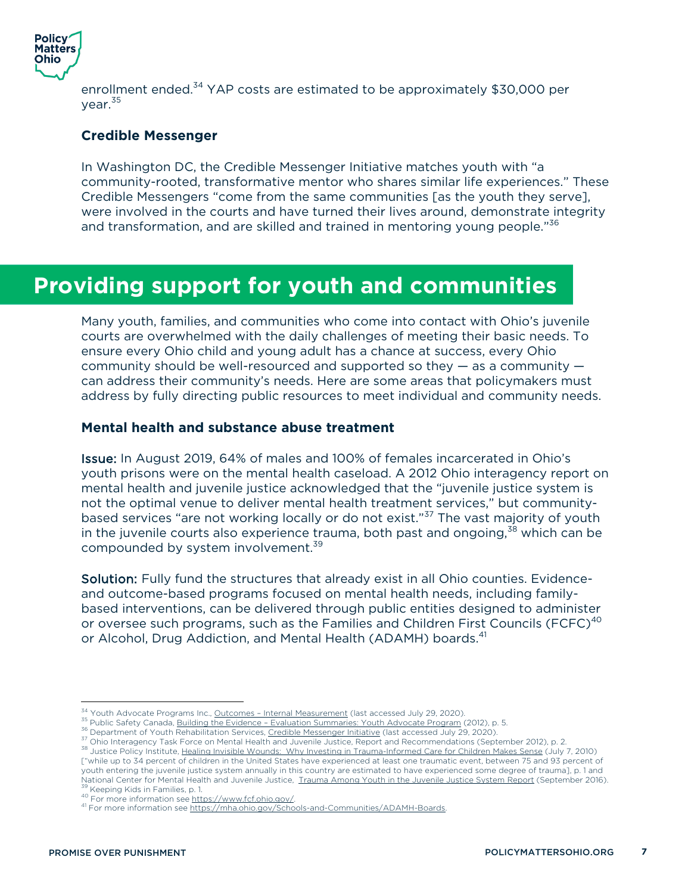enrollment ended.[34] YAP costs are estimated to be approximately $30,000 per year.[35]

### Credible Messenger

In Washington DC, the Credible Messenger Initiative matches youth with "a community-rooted, transformative mentor who shares similar life experiences." These Credible Messengers "come from the same communities [as the youth they serve], were involved in the courts and have turned their lives around, demonstrate integrity and transformation, and are skilled and trained in mentoring young people."[36]

## Providing support for youth and communities

Many youth, families, and communities who come into contact with Ohio's juvenile courts are overwhelmed with the daily challenges of meeting their basic needs. To ensure every Ohio child and young adult has a chance at success, every Ohio community should be well-resourced and supported so they — as a community — can address their community's needs. Here are some areas that policymakers must address by fully directing public resources to meet individual and community needs.

### Mental health and substance abuse treatment

**Issue:** In August 2019, 64% of males and 100% of females incarcerated in Ohio's youth prisons were on the mental health caseload. A 2012 Ohio interagency report on mental health and juvenile justice acknowledged that the "juvenile justice system is not the optimal venue to deliver mental health treatment services," but community-based services "are not working locally or do not exist."[37] The vast majority of youth in the juvenile courts also experience trauma, both past and ongoing,[38] which can be compounded by system involvement.[39]

**Solution:** Fully fund the structures that already exist in all Ohio counties. Evidence- and outcome-based programs focused on mental health needs, including family-based interventions, can be delivered through public entities designed to administer or oversee such programs, such as the Families and Children First Councils (FCFC)[40] or Alcohol, Drug Addiction, and Mental Health (ADAMH) boards.[41]

---

[34] Youth Advocate Programs Inc., Outcomes – Internal Measurement (last accessed July 29, 2020).
[35] Public Safety Canada, Building the Evidence – Evaluation Summaries: Youth Advocate Program (2012), p. 5.
[36] Department of Youth Rehabilitation Services, Credible Messenger Initiative (last accessed July 29, 2020).
[37] Ohio Interagency Task Force on Mental Health and Juvenile Justice, Report and Recommendations (September 2012), p. 2.
[38] Justice Policy Institute, Healing Invisible Wounds: Why Investing in Trauma-Informed Care for Children Makes Sense (July 7, 2010) ["while up to 34 percent of children in the United States have experienced at least one traumatic event, between 75 and 93 percent of youth entering the juvenile justice system annually in this country are estimated to have experienced some degree of trauma], p. 1 and National Center for Mental Health and Juvenile Justice, Trauma Among Youth in the Juvenile Justice System Report (September 2016).
[39] Keeping Kids in Families, p. 1.
[40] For more information see https://www.fcf.ohio.gov/.
[41] For more information see https://mha.ohio.gov/Schools-and-Communities/ADAMH-Boards.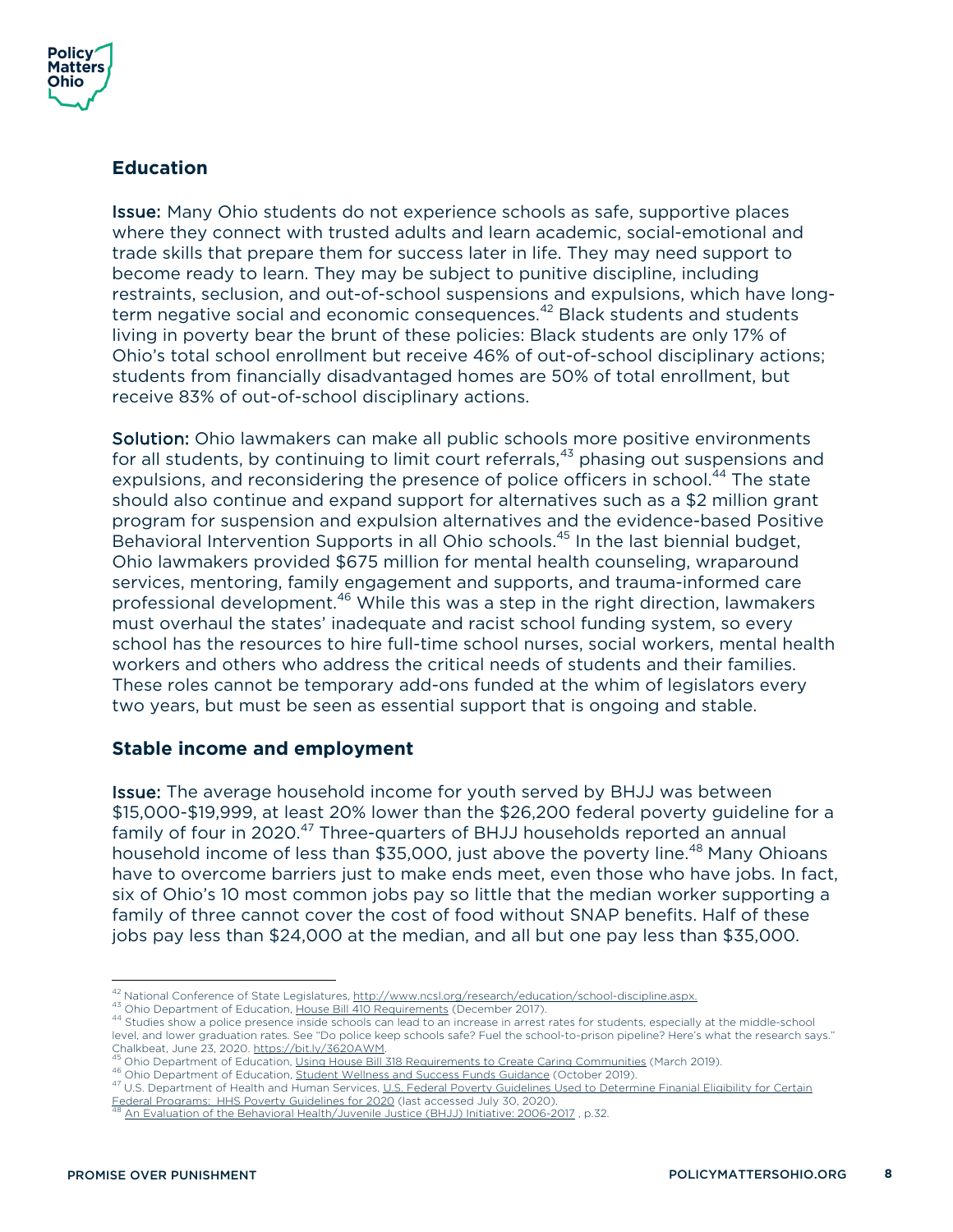## Education

**Issue:** Many Ohio students do not experience schools as safe, supportive places where they connect with trusted adults and learn academic, social-emotional and trade skills that prepare them for success later in life. They may need support to become ready to learn. They may be subject to punitive discipline, including restraints, seclusion, and out-of-school suspensions and expulsions, which have long-term negative social and economic consequences.[42] Black students and students living in poverty bear the brunt of these policies: Black students are only 17% of Ohio's total school enrollment but receive 46% of out-of-school disciplinary actions; students from financially disadvantaged homes are 50% of total enrollment, but receive 83% of out-of-school disciplinary actions.

**Solution:** Ohio lawmakers can make all public schools more positive environments for all students, by continuing to limit court referrals,[43] phasing out suspensions and expulsions, and reconsidering the presence of police officers in school.[44] The state should also continue and expand support for alternatives such as a $2 million grant program for suspension and expulsion alternatives and the evidence-based Positive Behavioral Intervention Supports in all Ohio schools.[45] In the last biennial budget, Ohio lawmakers provided $675 million for mental health counseling, wraparound services, mentoring, family engagement and supports, and trauma-informed care professional development.[46] While this was a step in the right direction, lawmakers must overhaul the states' inadequate and racist school funding system, so every school has the resources to hire full-time school nurses, social workers, mental health workers and others who address the critical needs of students and their families. These roles cannot be temporary add-ons funded at the whim of legislators every two years, but must be seen as essential support that is ongoing and stable.

## Stable income and employment

**Issue:** The average household income for youth served by BHJJ was between $15,000-$19,999, at least 20% lower than the $26,200 federal poverty guideline for a family of four in 2020.[47] Three-quarters of BHJJ households reported an annual household income of less than $35,000, just above the poverty line.[48] Many Ohioans have to overcome barriers just to make ends meet, even those who have jobs. In fact, six of Ohio's 10 most common jobs pay so little that the median worker supporting a family of three cannot cover the cost of food without SNAP benefits. Half of these jobs pay less than $24,000 at the median, and all but one pay less than $35,000.

---

[42] National Conference of State Legislatures, http://www.ncsl.org/research/education/school-discipline.aspx.

[43] Ohio Department of Education, House Bill 410 Requirements (December 2017).

[44] Studies show a police presence inside schools can lead to an increase in arrest rates for students, especially at the middle-school level, and lower graduation rates. See "Do police keep schools safe? Fuel the school-to-prison pipeline? Here's what the research says." Chalkbeat, June 23, 2020. https://bit.ly/3620AWM.

[45] Ohio Department of Education, Using House Bill 318 Requirements to Create Caring Communities (March 2019).

[46] Ohio Department of Education, Student Wellness and Success Funds Guidance (October 2019).

[47] U.S. Department of Health and Human Services, U.S. Federal Poverty Guidelines Used to Determine Finanial Eligibility for Certain Federal Programs: HHS Poverty Guidelines for 2020 (last accessed July 30, 2020).

[48] An Evaluation of the Behavioral Health/Juvenile Justice (BHJJ) Initiative: 2006-2017 , p.32.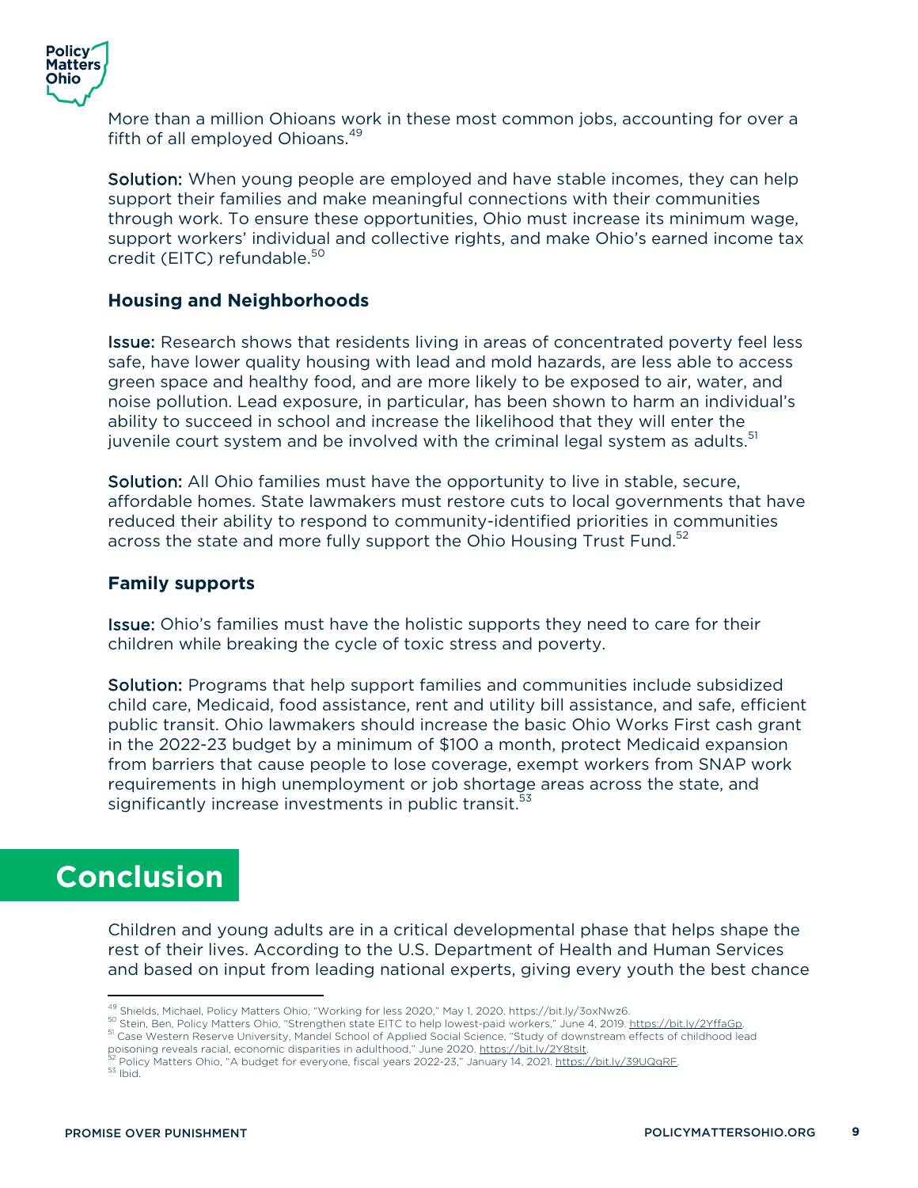More than a million Ohioans work in these most common jobs, accounting for over a fifth of all employed Ohioans.[49]

**Solution:** When young people are employed and have stable incomes, they can help support their families and make meaningful connections with their communities through work. To ensure these opportunities, Ohio must increase its minimum wage, support workers' individual and collective rights, and make Ohio's earned income tax credit (EITC) refundable.[50]

### Housing and Neighborhoods

**Issue:** Research shows that residents living in areas of concentrated poverty feel less safe, have lower quality housing with lead and mold hazards, are less able to access green space and healthy food, and are more likely to be exposed to air, water, and noise pollution. Lead exposure, in particular, has been shown to harm an individual's ability to succeed in school and increase the likelihood that they will enter the juvenile court system and be involved with the criminal legal system as adults.[51]

**Solution:** All Ohio families must have the opportunity to live in stable, secure, affordable homes. State lawmakers must restore cuts to local governments that have reduced their ability to respond to community-identified priorities in communities across the state and more fully support the Ohio Housing Trust Fund.[52]

### Family supports

**Issue:** Ohio's families must have the holistic supports they need to care for their children while breaking the cycle of toxic stress and poverty.

**Solution:** Programs that help support families and communities include subsidized child care, Medicaid, food assistance, rent and utility bill assistance, and safe, efficient public transit. Ohio lawmakers should increase the basic Ohio Works First cash grant in the 2022-23 budget by a minimum of $100 a month, protect Medicaid expansion from barriers that cause people to lose coverage, exempt workers from SNAP work requirements in high unemployment or job shortage areas across the state, and significantly increase investments in public transit.[53]

## Conclusion

Children and young adults are in a critical developmental phase that helps shape the rest of their lives. According to the U.S. Department of Health and Human Services and based on input from leading national experts, giving every youth the best chance

---

[49] Shields, Michael, Policy Matters Ohio, "Working for less 2020," May 1, 2020. https://bit.ly/3oxNwz6.
[50] Stein, Ben, Policy Matters Ohio, "Strengthen state EITC to help lowest-paid workers," June 4, 2019. https://bit.ly/2YffaGp.
[51] Case Western Reserve University, Mandel School of Applied Social Science, "Study of downstream effects of childhood lead poisoning reveals racial, economic disparities in adulthood," June 2020. https://bit.ly/2Y8tslt.
[52] Policy Matters Ohio, "A budget for everyone, fiscal years 2022-23," January 14, 2021. https://bit.ly/39UQqRF.
[53] Ibid.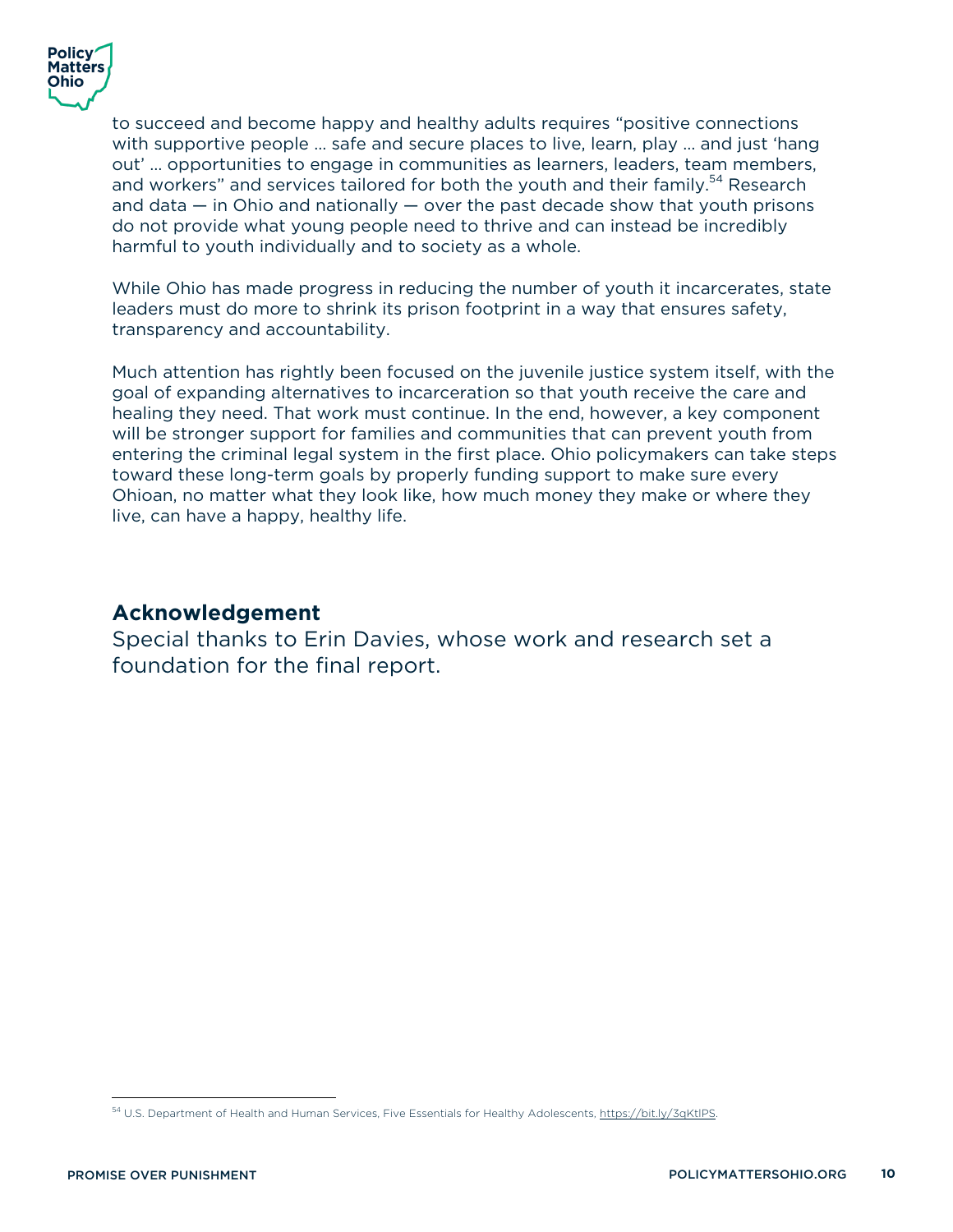to succeed and become happy and healthy adults requires "positive connections with supportive people … safe and secure places to live, learn, play … and just 'hang out' … opportunities to engage in communities as learners, leaders, team members, and workers" and services tailored for both the youth and their family.[54] Research and data — in Ohio and nationally — over the past decade show that youth prisons do not provide what young people need to thrive and can instead be incredibly harmful to youth individually and to society as a whole.

While Ohio has made progress in reducing the number of youth it incarcerates, state leaders must do more to shrink its prison footprint in a way that ensures safety, transparency and accountability.

Much attention has rightly been focused on the juvenile justice system itself, with the goal of expanding alternatives to incarceration so that youth receive the care and healing they need. That work must continue. In the end, however, a key component will be stronger support for families and communities that can prevent youth from entering the criminal legal system in the first place. Ohio policymakers can take steps toward these long-term goals by properly funding support to make sure every Ohioan, no matter what they look like, how much money they make or where they live, can have a happy, healthy life.

## Acknowledgement

Special thanks to Erin Davies, whose work and research set a foundation for the final report.

[54] U.S. Department of Health and Human Services, Five Essentials for Healthy Adolescents, https://bit.ly/3qKtlPS.